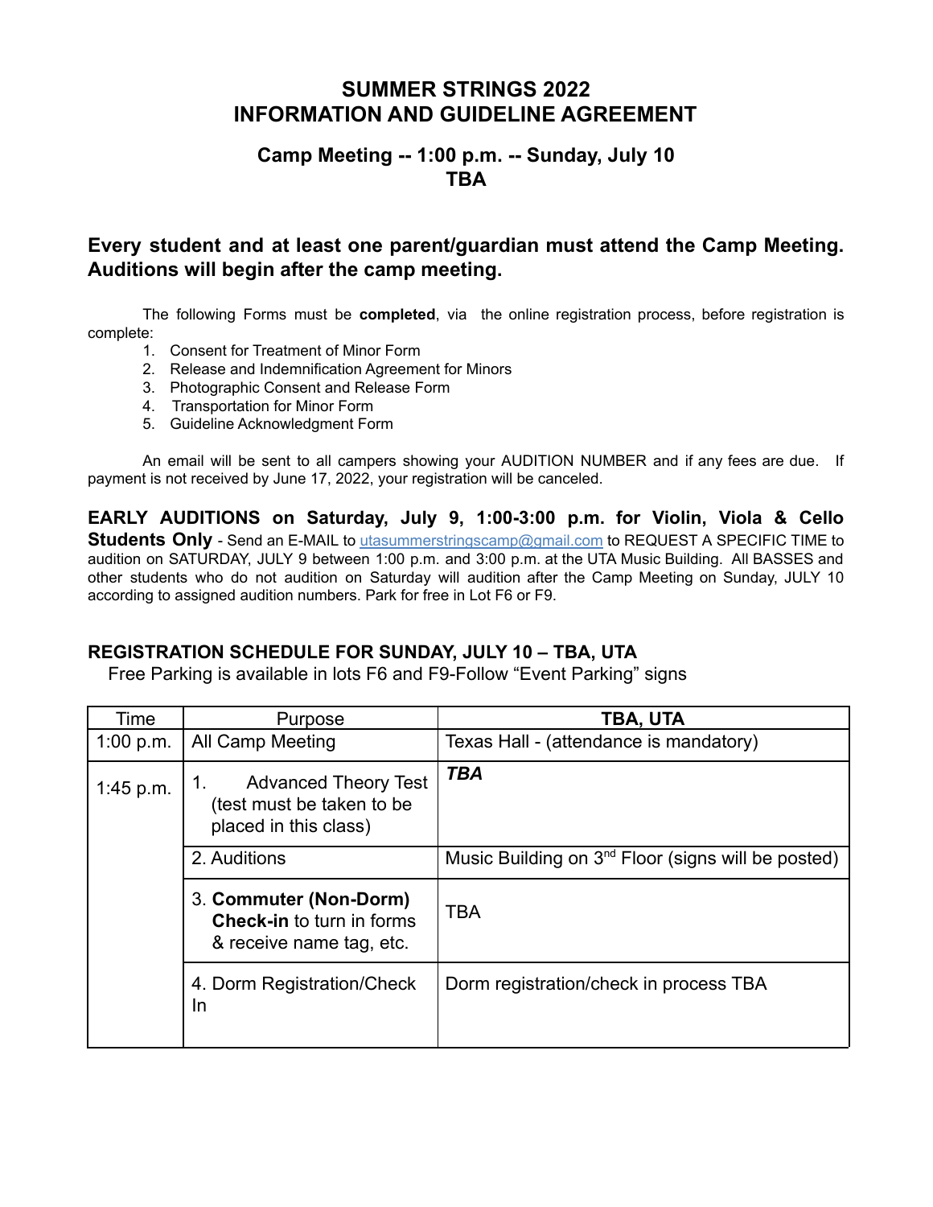# SUMMER STRINGS 2022
# INFORMATION AND GUIDELINE AGREEMENT

## Camp Meeting -- 1:00 p.m. -- Sunday, July 10
## TBA

### Every student and at least one parent/guardian must attend the Camp Meeting. Auditions will begin after the camp meeting.

The following Forms must be **completed**, via the online registration process, before registration is complete:

1. Consent for Treatment of Minor Form
2. Release and Indemnification Agreement for Minors
3. Photographic Consent and Release Form
4. Transportation for Minor Form
5. Guideline Acknowledgment Form

An email will be sent to all campers showing your AUDITION NUMBER and if any fees are due. If payment is not received by June 17, 2022, your registration will be canceled.

**EARLY AUDITIONS on Saturday, July 9, 1:00-3:00 p.m. for Violin, Viola & Cello Students Only** - Send an E-MAIL to utasummerstringscamp@gmail.com to REQUEST A SPECIFIC TIME to audition on SATURDAY, JULY 9 between 1:00 p.m. and 3:00 p.m. at the UTA Music Building. All BASSES and other students who do not audition on Saturday will audition after the Camp Meeting on Sunday, JULY 10 according to assigned audition numbers. Park for free in Lot F6 or F9.

**REGISTRATION SCHEDULE FOR SUNDAY, JULY 10 – TBA, UTA**

Free Parking is available in lots F6 and F9-Follow "Event Parking" signs

| Time | Purpose | **TBA, UTA** |
|---|---|---|
| 1:00 p.m. | All Camp Meeting | Texas Hall - (attendance is mandatory) |
| 1:45 p.m. | 1. Advanced Theory Test (test must be taken to be placed in this class) | ***TBA*** |
| | 2. Auditions | Music Building on 3rd Floor (signs will be posted) |
| | 3. **Commuter (Non-Dorm) Check-in** to turn in forms & receive name tag, etc. | TBA |
| | 4. Dorm Registration/Check In | Dorm registration/check in process TBA |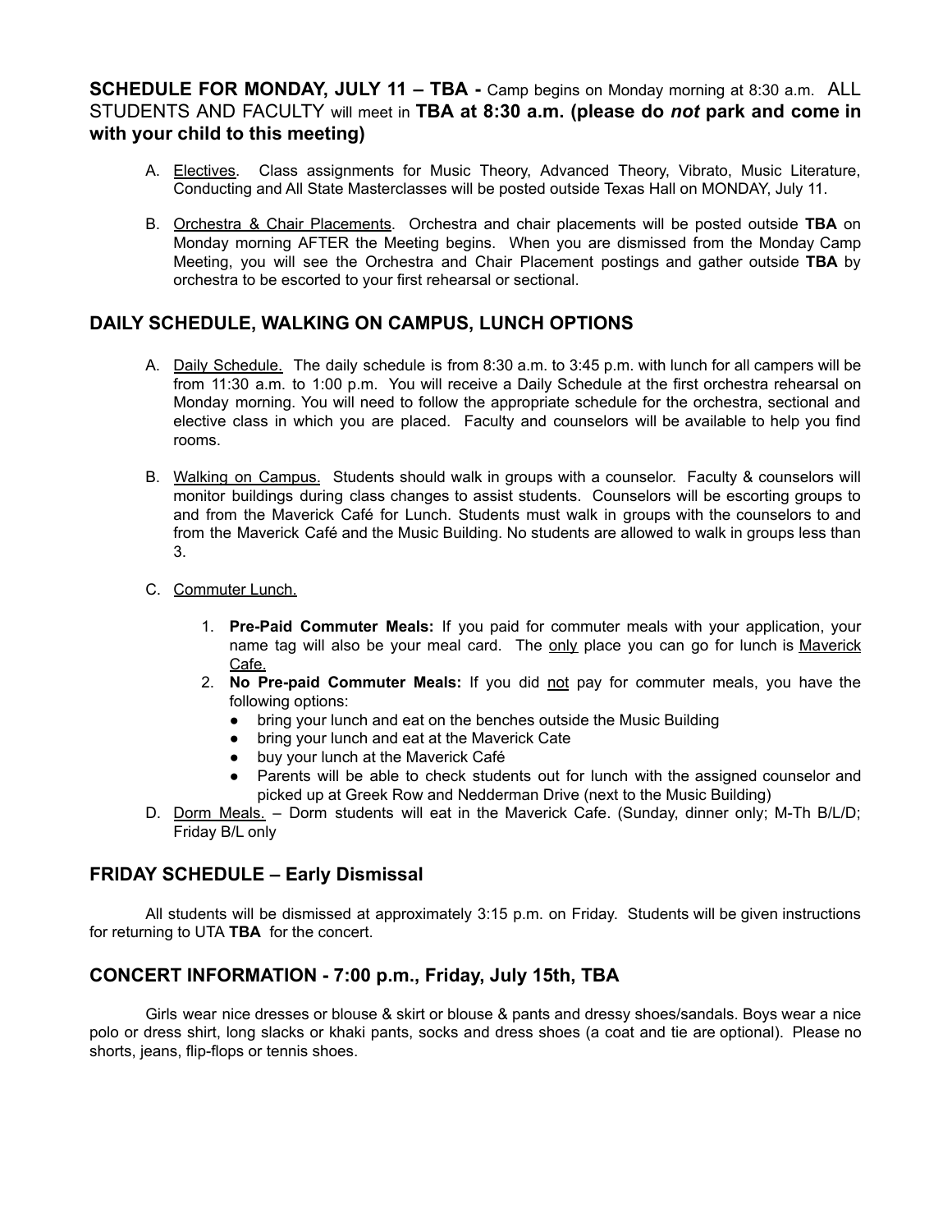## SCHEDULE FOR MONDAY, JULY 11 – TBA - Camp begins on Monday morning at 8:30 a.m. ALL STUDENTS AND FACULTY will meet in TBA at 8:30 a.m. (please do *not* park and come in with your child to this meeting)

A. Electives. Class assignments for Music Theory, Advanced Theory, Vibrato, Music Literature, Conducting and All State Masterclasses will be posted outside Texas Hall on MONDAY, July 11.

B. Orchestra & Chair Placements. Orchestra and chair placements will be posted outside **TBA** on Monday morning AFTER the Meeting begins. When you are dismissed from the Monday Camp Meeting, you will see the Orchestra and Chair Placement postings and gather outside **TBA** by orchestra to be escorted to your first rehearsal or sectional.

## DAILY SCHEDULE, WALKING ON CAMPUS, LUNCH OPTIONS

A. Daily Schedule. The daily schedule is from 8:30 a.m. to 3:45 p.m. with lunch for all campers will be from 11:30 a.m. to 1:00 p.m. You will receive a Daily Schedule at the first orchestra rehearsal on Monday morning. You will need to follow the appropriate schedule for the orchestra, sectional and elective class in which you are placed. Faculty and counselors will be available to help you find rooms.

B. Walking on Campus. Students should walk in groups with a counselor. Faculty & counselors will monitor buildings during class changes to assist students. Counselors will be escorting groups to and from the Maverick Café for Lunch. Students must walk in groups with the counselors to and from the Maverick Café and the Music Building. No students are allowed to walk in groups less than 3.

C. Commuter Lunch.

1. **Pre-Paid Commuter Meals:** If you paid for commuter meals with your application, your name tag will also be your meal card. The only place you can go for lunch is Maverick Cafe.
2. **No Pre-paid Commuter Meals:** If you did not pay for commuter meals, you have the following options:
   - bring your lunch and eat on the benches outside the Music Building
   - bring your lunch and eat at the Maverick Cate
   - buy your lunch at the Maverick Café
   - Parents will be able to check students out for lunch with the assigned counselor and picked up at Greek Row and Nedderman Drive (next to the Music Building)

D. Dorm Meals. – Dorm students will eat in the Maverick Cafe. (Sunday, dinner only; M-Th B/L/D; Friday B/L only

## FRIDAY SCHEDULE – Early Dismissal

All students will be dismissed at approximately 3:15 p.m. on Friday. Students will be given instructions for returning to UTA **TBA** for the concert.

## CONCERT INFORMATION - 7:00 p.m., Friday, July 15th, TBA

Girls wear nice dresses or blouse & skirt or blouse & pants and dressy shoes/sandals. Boys wear a nice polo or dress shirt, long slacks or khaki pants, socks and dress shoes (a coat and tie are optional). Please no shorts, jeans, flip-flops or tennis shoes.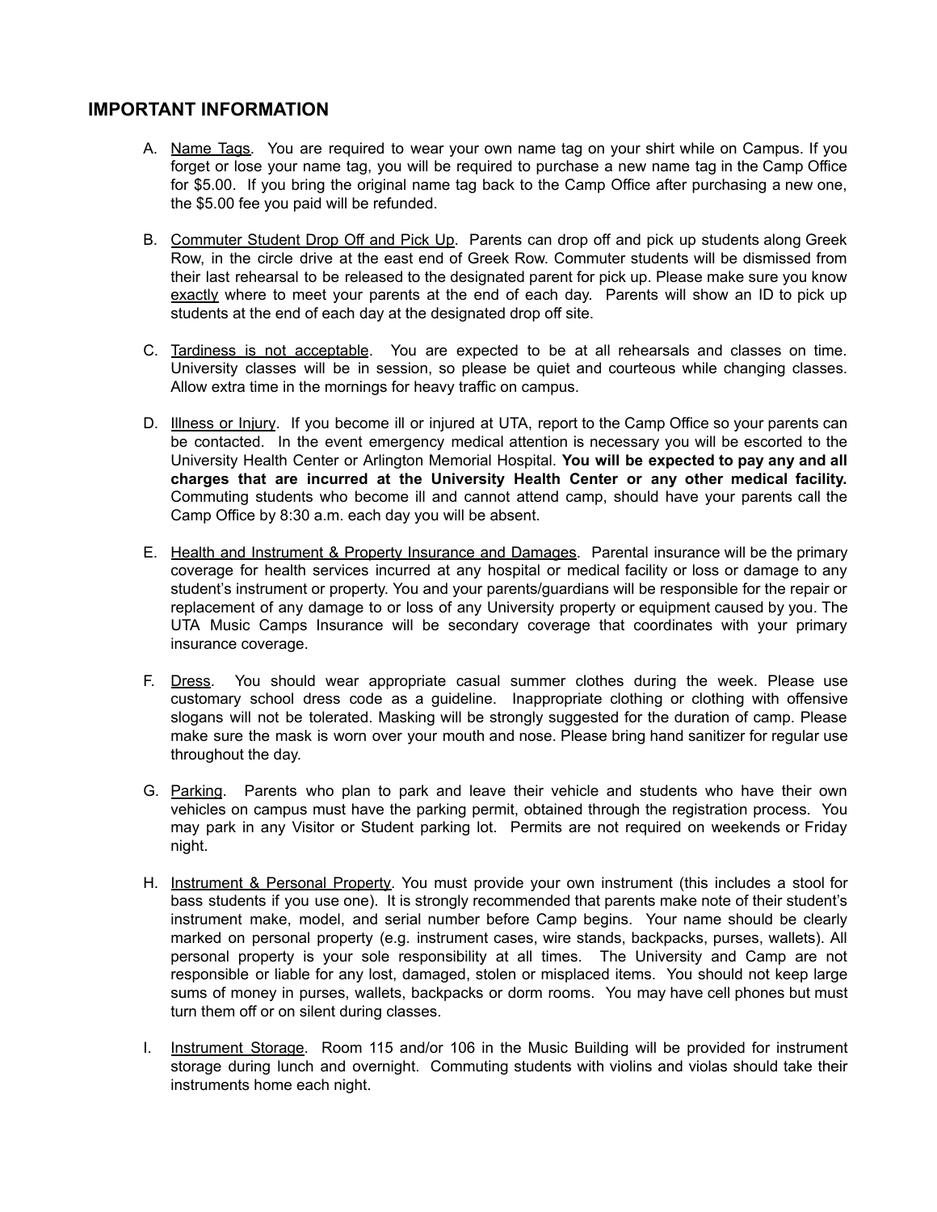## IMPORTANT INFORMATION

A. Name Tags. You are required to wear your own name tag on your shirt while on Campus. If you forget or lose your name tag, you will be required to purchase a new name tag in the Camp Office for $5.00. If you bring the original name tag back to the Camp Office after purchasing a new one, the $5.00 fee you paid will be refunded.

B. Commuter Student Drop Off and Pick Up. Parents can drop off and pick up students along Greek Row, in the circle drive at the east end of Greek Row. Commuter students will be dismissed from their last rehearsal to be released to the designated parent for pick up. Please make sure you know exactly where to meet your parents at the end of each day. Parents will show an ID to pick up students at the end of each day at the designated drop off site.

C. Tardiness is not acceptable. You are expected to be at all rehearsals and classes on time. University classes will be in session, so please be quiet and courteous while changing classes. Allow extra time in the mornings for heavy traffic on campus.

D. Illness or Injury. If you become ill or injured at UTA, report to the Camp Office so your parents can be contacted. In the event emergency medical attention is necessary you will be escorted to the University Health Center or Arlington Memorial Hospital. **You will be expected to pay any and all charges that are incurred at the University Health Center or any other medical facility.** Commuting students who become ill and cannot attend camp, should have your parents call the Camp Office by 8:30 a.m. each day you will be absent.

E. Health and Instrument & Property Insurance and Damages. Parental insurance will be the primary coverage for health services incurred at any hospital or medical facility or loss or damage to any student's instrument or property. You and your parents/guardians will be responsible for the repair or replacement of any damage to or loss of any University property or equipment caused by you. The UTA Music Camps Insurance will be secondary coverage that coordinates with your primary insurance coverage.

F. Dress. You should wear appropriate casual summer clothes during the week. Please use customary school dress code as a guideline. Inappropriate clothing or clothing with offensive slogans will not be tolerated. Masking will be strongly suggested for the duration of camp. Please make sure the mask is worn over your mouth and nose. Please bring hand sanitizer for regular use throughout the day.

G. Parking. Parents who plan to park and leave their vehicle and students who have their own vehicles on campus must have the parking permit, obtained through the registration process. You may park in any Visitor or Student parking lot. Permits are not required on weekends or Friday night.

H. Instrument & Personal Property. You must provide your own instrument (this includes a stool for bass students if you use one). It is strongly recommended that parents make note of their student's instrument make, model, and serial number before Camp begins. Your name should be clearly marked on personal property (e.g. instrument cases, wire stands, backpacks, purses, wallets). All personal property is your sole responsibility at all times. The University and Camp are not responsible or liable for any lost, damaged, stolen or misplaced items. You should not keep large sums of money in purses, wallets, backpacks or dorm rooms. You may have cell phones but must turn them off or on silent during classes.

I. Instrument Storage. Room 115 and/or 106 in the Music Building will be provided for instrument storage during lunch and overnight. Commuting students with violins and violas should take their instruments home each night.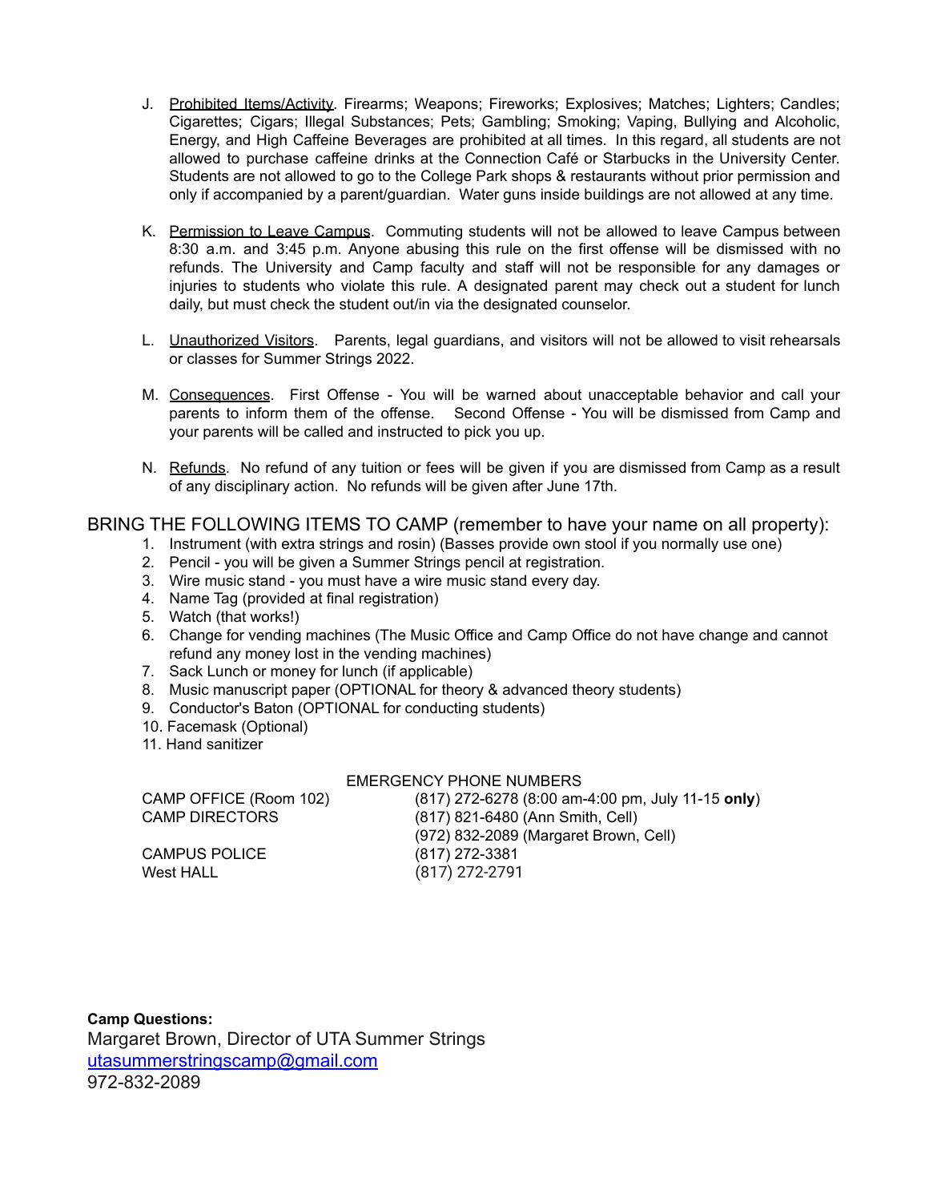J. Prohibited Items/Activity. Firearms; Weapons; Fireworks; Explosives; Matches; Lighters; Candles; Cigarettes; Cigars; Illegal Substances; Pets; Gambling; Smoking; Vaping, Bullying and Alcoholic, Energy, and High Caffeine Beverages are prohibited at all times. In this regard, all students are not allowed to purchase caffeine drinks at the Connection Café or Starbucks in the University Center. Students are not allowed to go to the College Park shops & restaurants without prior permission and only if accompanied by a parent/guardian. Water guns inside buildings are not allowed at any time.

K. Permission to Leave Campus. Commuting students will not be allowed to leave Campus between 8:30 a.m. and 3:45 p.m. Anyone abusing this rule on the first offense will be dismissed with no refunds. The University and Camp faculty and staff will not be responsible for any damages or injuries to students who violate this rule. A designated parent may check out a student for lunch daily, but must check the student out/in via the designated counselor.

L. Unauthorized Visitors. Parents, legal guardians, and visitors will not be allowed to visit rehearsals or classes for Summer Strings 2022.

M. Consequences. First Offense - You will be warned about unacceptable behavior and call your parents to inform them of the offense. Second Offense - You will be dismissed from Camp and your parents will be called and instructed to pick you up.

N. Refunds. No refund of any tuition or fees will be given if you are dismissed from Camp as a result of any disciplinary action. No refunds will be given after June 17th.

## BRING THE FOLLOWING ITEMS TO CAMP (remember to have your name on all property):

1. Instrument (with extra strings and rosin) (Basses provide own stool if you normally use one)
2. Pencil - you will be given a Summer Strings pencil at registration.
3. Wire music stand - you must have a wire music stand every day.
4. Name Tag (provided at final registration)
5. Watch (that works!)
6. Change for vending machines (The Music Office and Camp Office do not have change and cannot refund any money lost in the vending machines)
7. Sack Lunch or money for lunch (if applicable)
8. Music manuscript paper (OPTIONAL for theory & advanced theory students)
9. Conductor's Baton (OPTIONAL for conducting students)
10. Facemask (Optional)
11. Hand sanitizer

EMERGENCY PHONE NUMBERS

| | |
|---|---|
| CAMP OFFICE (Room 102) | (817) 272-6278 (8:00 am-4:00 pm, July 11-15 **only**) |
| CAMP DIRECTORS | (817) 821-6480 (Ann Smith, Cell) |
| | (972) 832-2089 (Margaret Brown, Cell) |
| CAMPUS POLICE | (817) 272-3381 |
| West HALL | (817) 272-2791 |

**Camp Questions:**
Margaret Brown, Director of UTA Summer Strings
utasummerstringscamp@gmail.com
972-832-2089